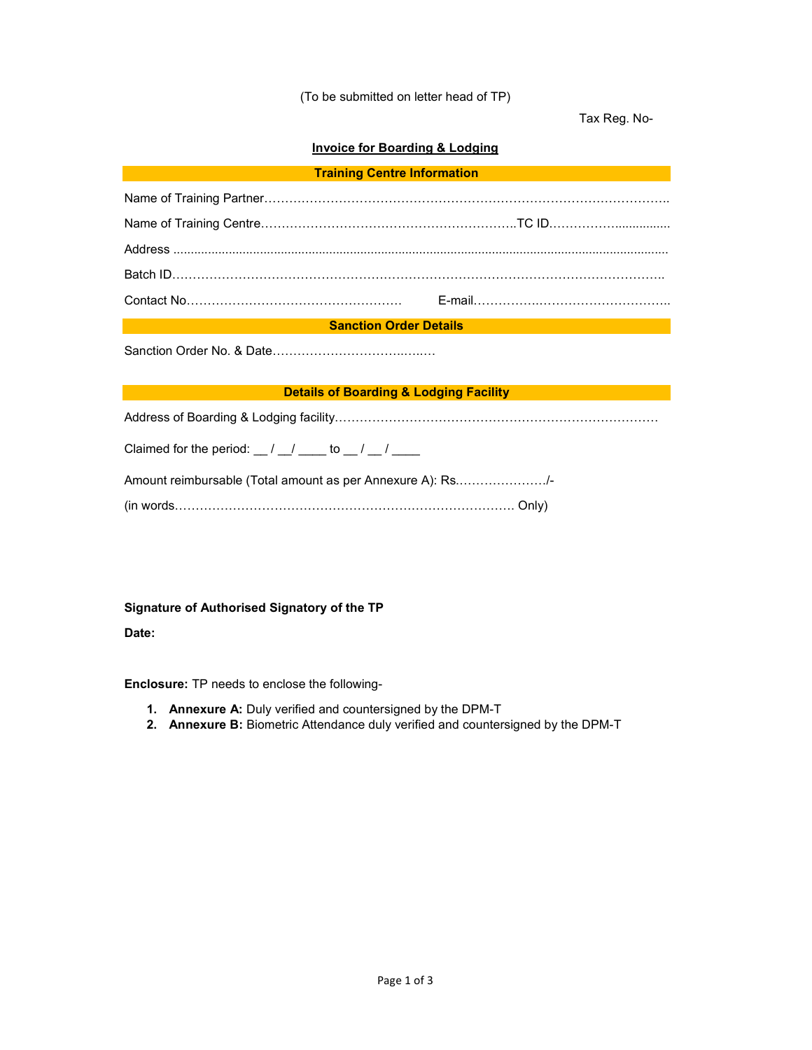(To be submitted on letter head of TP)

Tax Reg. No-

## Invoice for Boarding & Lodging

### Training Centre Information

Name of Training Partner……………………………………………………………………………………..

Name of Training Centre……………………………………………………..TC ID……………................

Address ..............................................................................................................................................

Batch ID………………………………………………………………………………………………………..

Contact No…………………………………………… E-mail…………………………………………..

### Sanction Order Details

Sanction Order No. & Date……………………………..….…

### Details of Boarding & Lodging Facility

Address of Boarding & Lodging facility……………………………………………………………………

Claimed for the period: __ / __/ ____ to __ / __ / ____

Amount reimbursable (Total amount as per Annexure A): Rs.…………………/-

(in words……………………………………………………………………… Only)

**Signature of Authorised Signatory of the TP**

**Date:**

**Enclosure:** TP needs to enclose the following-

1. **Annexure A:** Duly verified and countersigned by the DPM-T
2. **Annexure B:** Biometric Attendance duly verified and countersigned by the DPM-T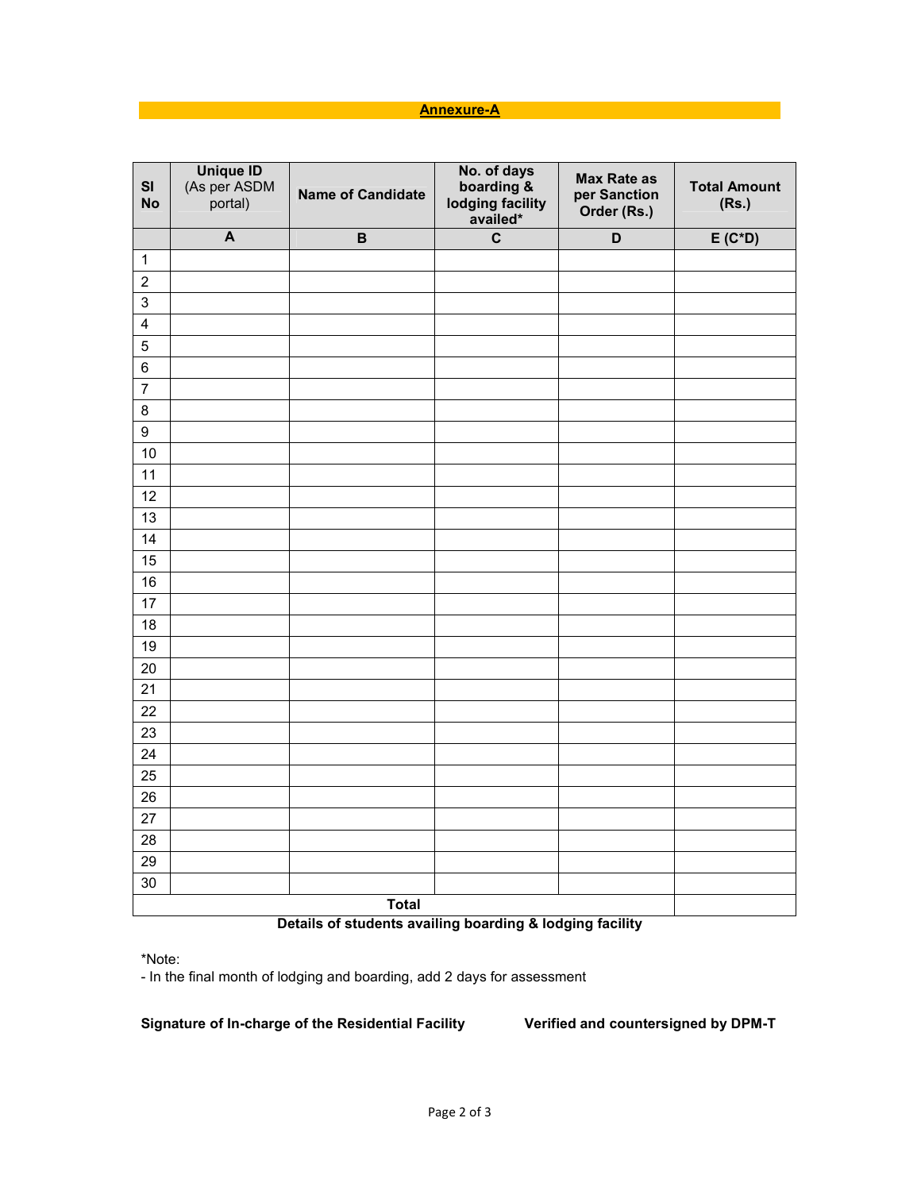## Annexure-A

| Sl No | Unique ID (As per ASDM portal) | Name of Candidate | No. of days boarding & lodging facility availed* | Max Rate as per Sanction Order (Rs.) | Total Amount (Rs.) |
|---|---|---|---|---|---|
| | A | B | C | D | E (C*D) |
| 1 | | | | | |
| 2 | | | | | |
| 3 | | | | | |
| 4 | | | | | |
| 5 | | | | | |
| 6 | | | | | |
| 7 | | | | | |
| 8 | | | | | |
| 9 | | | | | |
| 10 | | | | | |
| 11 | | | | | |
| 12 | | | | | |
| 13 | | | | | |
| 14 | | | | | |
| 15 | | | | | |
| 16 | | | | | |
| 17 | | | | | |
| 18 | | | | | |
| 19 | | | | | |
| 20 | | | | | |
| 21 | | | | | |
| 22 | | | | | |
| 23 | | | | | |
| 24 | | | | | |
| 25 | | | | | |
| 26 | | | | | |
| 27 | | | | | |
| 28 | | | | | |
| 29 | | | | | |
| 30 | | | | | |
| Total | | | | | |

**Details of students availing boarding & lodging facility**

*Note:
- In the final month of lodging and boarding, add 2 days for assessment

**Signature of In-charge of the Residential Facility** **Verified and countersigned by DPM-T**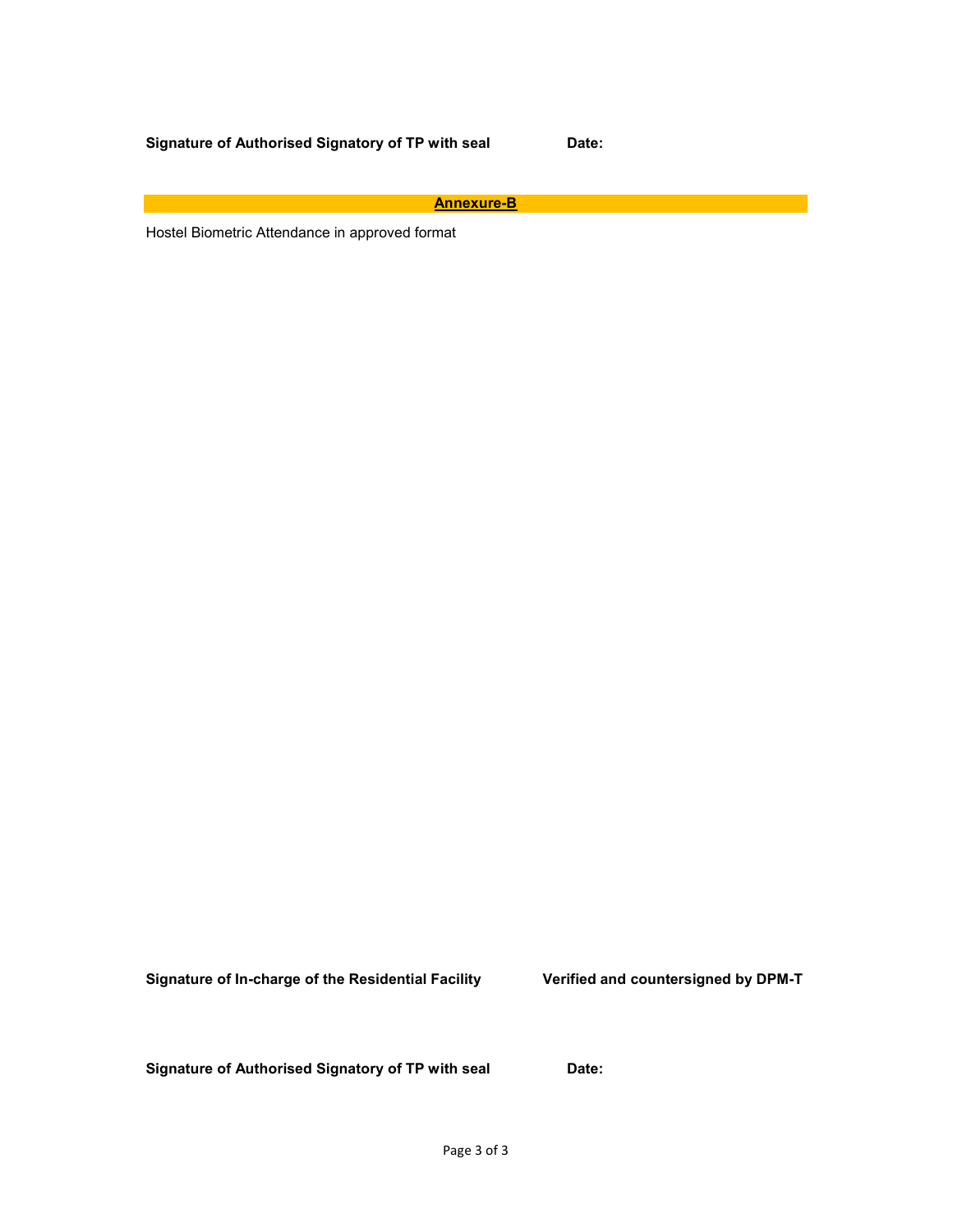**Signature of Authorised Signatory of TP with seal** **Date:**

## **Annexure-B**

Hostel Biometric Attendance in approved format

**Signature of In-charge of the Residential Facility** **Verified and countersigned by DPM-T**

**Signature of Authorised Signatory of TP with seal** **Date:**